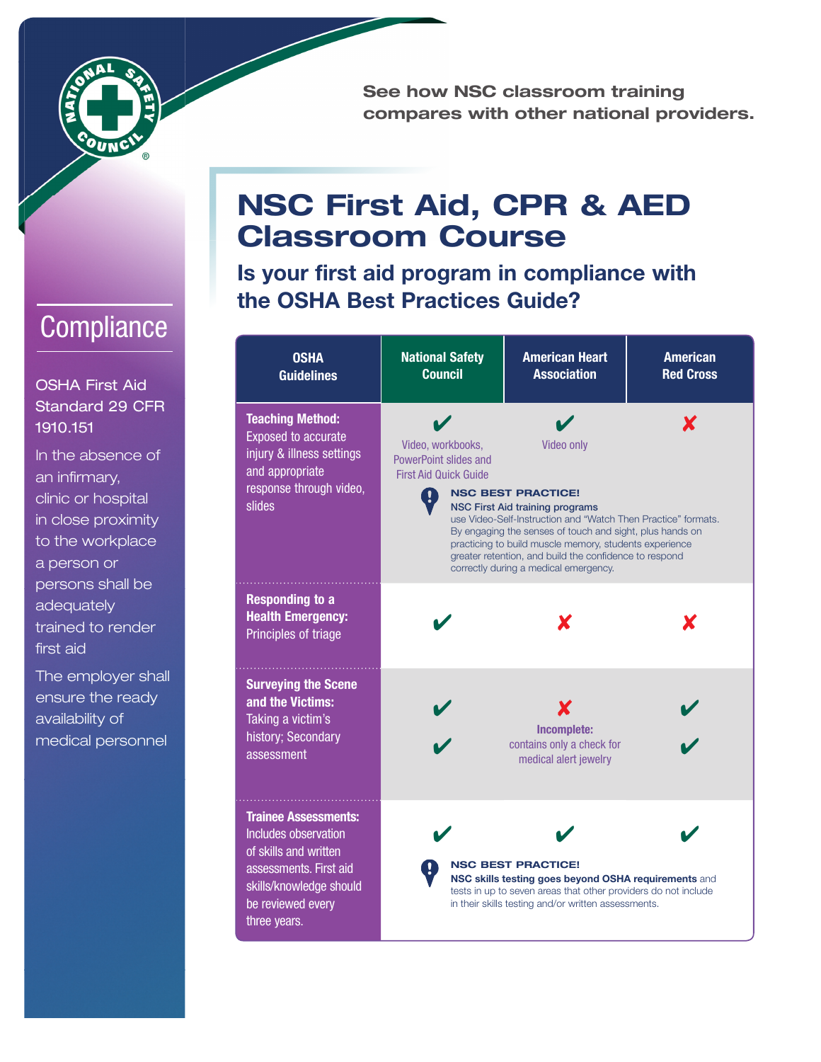See how NSC classroom training compares with other national providers.

# NSC First Aid, CPR & AED Classroom Course

## Is your first aid program in compliance with the OSHA Best Practices Guide?

## Compliance

OSHA First Aid Standard 29 CFR 1910.151

In the absence of an infirmary, clinic or hospital in close proximity to the workplace a person or persons shall be adequately trained to render first aid

The employer shall ensure the ready availability of medical personnel

| OSHA Guidelines | National Safety Council | American Heart Association | American Red Cross |
|---|---|---|---|
| **Teaching Method:** Exposed to accurate injury & illness settings and appropriate response through video, slides | ✔ Video, workbooks, PowerPoint slides and First Aid Quick Guide | ✔ Video only | ✘ |
| **Responding to a Health Emergency:** Principles of triage | ✔ | ✘ | ✘ |
| **Surveying the Scene and the Victims:** Taking a victim's history; Secondary assessment | ✔ ✔ | ✘ **Incomplete:** contains only a check for medical alert jewelry | ✔ ✔ |
| **Trainee Assessments:** Includes observation of skills and written assessments. First aid skills/knowledge should be reviewed every three years. | ✔ | ✔ | ✔ |

**NSC BEST PRACTICE!**
**NSC First Aid training programs** use Video-Self-Instruction and "Watch Then Practice" formats. By engaging the senses of touch and sight, plus hands on practicing to build muscle memory, students experience greater retention, and build the confidence to respond correctly during a medical emergency.

**NSC BEST PRACTICE!**
**NSC skills testing goes beyond OSHA requirements** and tests in up to seven areas that other providers do not include in their skills testing and/or written assessments.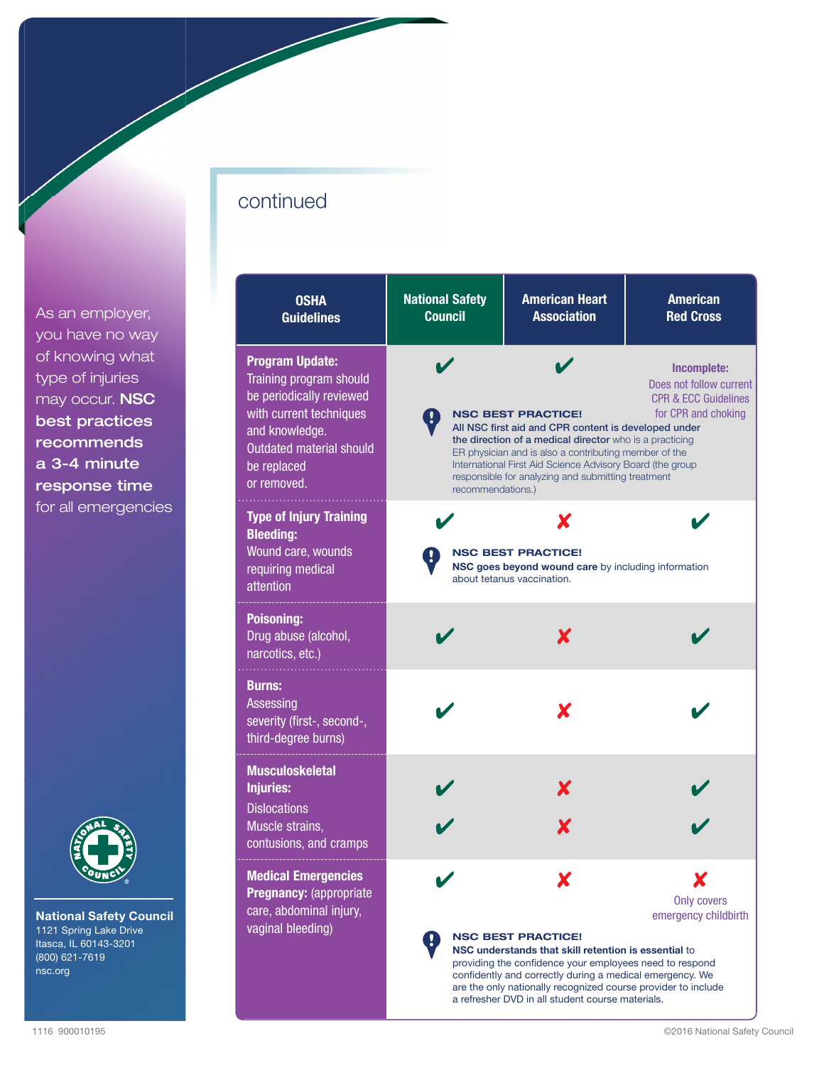## continued

As an employer, you have no way of knowing what type of injuries may occur. **NSC best practices recommends a 3-4 minute response time** for all emergencies

| OSHA Guidelines | National Safety Council | American Heart Association | American Red Cross |
|---|---|---|---|
| **Program Update:** Training program should be periodically reviewed with current techniques and knowledge. Outdated material should be replaced or removed. | ✔ | ✔ | **Incomplete:** Does not follow current CPR & ECC Guidelines for CPR and choking |
| **Type of Injury Training Bleeding:** Wound care, wounds requiring medical attention | ✔ | ✘ | ✔ |
| **Poisoning:** Drug abuse (alcohol, narcotics, etc.) | ✔ | ✘ | ✔ |
| **Burns:** Assessing severity (first-, second-, third-degree burns) | ✔ | ✘ | ✔ |
| **Musculoskeletal Injuries:** Dislocations | ✔ | ✘ | ✔ |
| Muscle strains, contusions, and cramps | ✔ | ✘ | ✔ |
| **Medical Emergencies Pregnancy:** (appropriate care, abdominal injury, vaginal bleeding) | ✔ | ✘ | ✘ Only covers emergency childbirth |

**NSC BEST PRACTICE!**
All NSC first aid and CPR content is developed under **the direction of a medical director** who is a practicing ER physician and is also a contributing member of the International First Aid Science Advisory Board (the group responsible for analyzing and submitting treatment recommendations.)

**NSC BEST PRACTICE!**
**NSC goes beyond wound care** by including information about tetanus vaccination.

**NSC BEST PRACTICE!**
**NSC understands that skill retention is essential** to providing the confidence your employees need to respond confidently and correctly during a medical emergency. We are the only nationally recognized course provider to include a refresher DVD in all student course materials.

**National Safety Council**
1121 Spring Lake Drive
Itasca, IL 60143-3201
(800) 621-7619
nsc.org

1116 900010195

©2016 National Safety Council